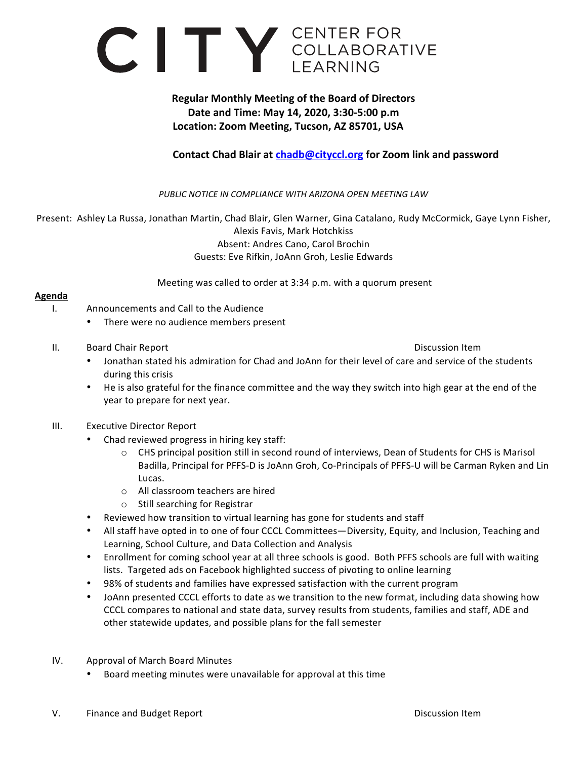# CITY CENTER FOR COLLABORATIVE LEARNING

**Regular Monthly Meeting of the Board of Directors**
**Date and Time: May 14, 2020, 3:30-5:00 p.m**
**Location: Zoom Meeting, Tucson, AZ 85701, USA**

**Contact Chad Blair at chadb@cityccl.org for Zoom link and password**

*PUBLIC NOTICE IN COMPLIANCE WITH ARIZONA OPEN MEETING LAW*

Present: Ashley La Russa, Jonathan Martin, Chad Blair, Glen Warner, Gina Catalano, Rudy McCormick, Gaye Lynn Fisher, Alexis Favis, Mark Hotchkiss
Absent: Andres Cano, Carol Brochin
Guests: Eve Rifkin, JoAnn Groh, Leslie Edwards

Meeting was called to order at 3:34 p.m. with a quorum present

## Agenda

I. Announcements and Call to the Audience
- There were no audience members present

II. Board Chair Report — Discussion Item
- Jonathan stated his admiration for Chad and JoAnn for their level of care and service of the students during this crisis
- He is also grateful for the finance committee and the way they switch into high gear at the end of the year to prepare for next year.

III. Executive Director Report
- Chad reviewed progress in hiring key staff:
  - CHS principal position still in second round of interviews, Dean of Students for CHS is Marisol Badilla, Principal for PFFS-D is JoAnn Groh, Co-Principals of PFFS-U will be Carman Ryken and Lin Lucas.
  - All classroom teachers are hired
  - Still searching for Registrar
- Reviewed how transition to virtual learning has gone for students and staff
- All staff have opted in to one of four CCCL Committees—Diversity, Equity, and Inclusion, Teaching and Learning, School Culture, and Data Collection and Analysis
- Enrollment for coming school year at all three schools is good. Both PFFS schools are full with waiting lists. Targeted ads on Facebook highlighted success of pivoting to online learning
- 98% of students and families have expressed satisfaction with the current program
- JoAnn presented CCCL efforts to date as we transition to the new format, including data showing how CCCL compares to national and state data, survey results from students, families and staff, ADE and other statewide updates, and possible plans for the fall semester

IV. Approval of March Board Minutes
- Board meeting minutes were unavailable for approval at this time

V. Finance and Budget Report — Discussion Item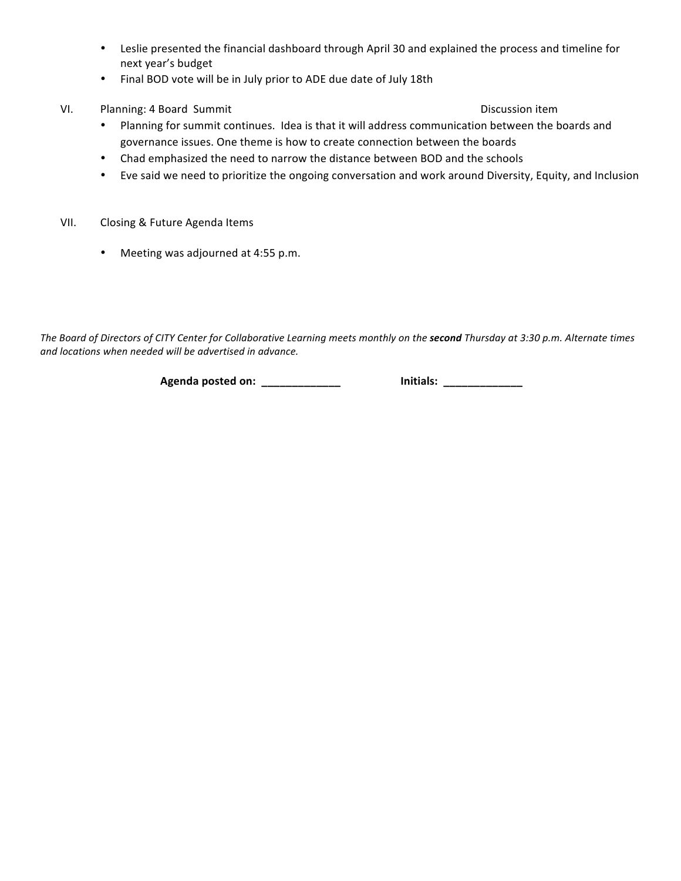- Leslie presented the financial dashboard through April 30 and explained the process and timeline for next year's budget
- Final BOD vote will be in July prior to ADE due date of July 18th

VI. Planning: 4 Board Summit — Discussion item

- Planning for summit continues. Idea is that it will address communication between the boards and governance issues. One theme is how to create connection between the boards
- Chad emphasized the need to narrow the distance between BOD and the schools
- Eve said we need to prioritize the ongoing conversation and work around Diversity, Equity, and Inclusion

VII. Closing & Future Agenda Items

- Meeting was adjourned at 4:55 p.m.

*The Board of Directors of CITY Center for Collaborative Learning meets monthly on the* ***second*** *Thursday at 3:30 p.m. Alternate times and locations when needed will be advertised in advance.*

**Agenda posted on: _____________ Initials: _____________**